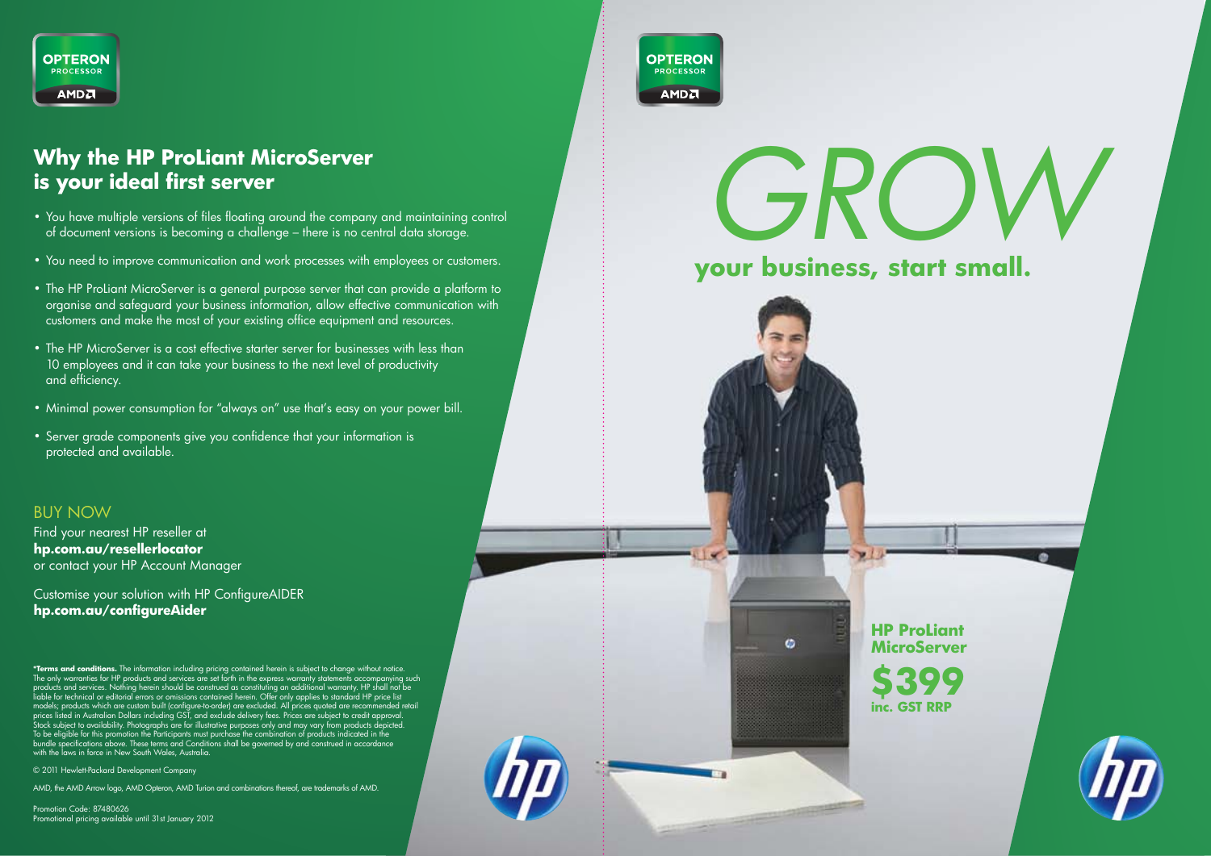OPTERON PROCESSOR AMD

## Why the HP ProLiant MicroServer is your ideal first server

- You have multiple versions of files floating around the company and maintaining control of document versions is becoming a challenge – there is no central data storage.
- You need to improve communication and work processes with employees or customers.
- The HP ProLiant MicroServer is a general purpose server that can provide a platform to organise and safeguard your business information, allow effective communication with customers and make the most of your existing office equipment and resources.
- The HP MicroServer is a cost effective starter server for businesses with less than 10 employees and it can take your business to the next level of productivity and efficiency.
- Minimal power consumption for "always on" use that's easy on your power bill.
- Server grade components give you confidence that your information is protected and available.

BUY NOW

Find your nearest HP reseller at
**hp.com.au/resellerlocator**
or contact your HP Account Manager

Customise your solution with HP ConfigureAIDER
**hp.com.au/configureAider**

**\*Terms and conditions.** The information including pricing contained herein is subject to change without notice. The only warranties for HP products and services are set forth in the express warranty statements accompanying such products and services. Nothing herein should be construed as constituting an additional warranty. HP shall not be liable for technical or editorial errors or omissions contained herein. Offer only applies to standard HP price list models; products which are custom built (configure-to-order) are excluded. All prices quoted are recommended retail prices listed in Australian Dollars including GST, and exclude delivery fees. Prices are subject to credit approval. Stock subject to availability. Photographs are for illustrative purposes only and may vary from products depicted. To be eligible for this promotion the Participants must purchase the combination of products indicated in the bundle specifications above. These terms and Conditions shall be governed by and construed in accordance with the laws in force in New South Wales, Australia.

© 2011 Hewlett-Packard Development Company

AMD, the AMD Arrow logo, AMD Opteron, AMD Turion and combinations thereof, are trademarks of AMD.

Promotion Code: 87480626
Promotional pricing available until 31st January 2012

OPTERON PROCESSOR AMD

# *GROW*

**your business, start small.**

**HP ProLiant MicroServer**

**$399**
**inc. GST RRP**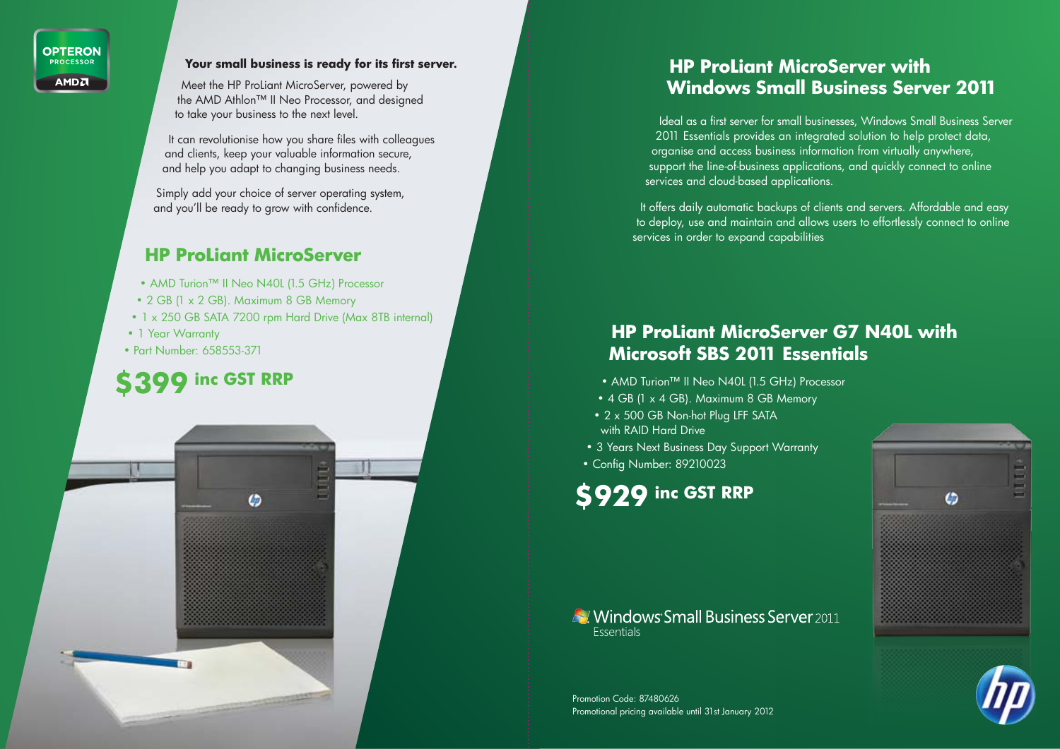OPTERON PROCESSOR AMD

**Your small business is ready for its first server.**

Meet the HP ProLiant MicroServer, powered by the AMD Athlon™ II Neo Processor, and designed to take your business to the next level.

It can revolutionise how you share files with colleagues and clients, keep your valuable information secure, and help you adapt to changing business needs.

Simply add your choice of server operating system, and you'll be ready to grow with confidence.

## HP ProLiant MicroServer

- AMD Turion™ II Neo N40L (1.5 GHz) Processor
- 2 GB (1 x 2 GB). Maximum 8 GB Memory
- 1 x 250 GB SATA 7200 rpm Hard Drive (Max 8TB internal)
- 1 Year Warranty
- Part Number: 658553-371

**$399 inc GST RRP**

## HP ProLiant MicroServer with Windows Small Business Server 2011

Ideal as a first server for small businesses, Windows Small Business Server 2011 Essentials provides an integrated solution to help protect data, organise and access business information from virtually anywhere, support the line-of-business applications, and quickly connect to online services and cloud-based applications.

It offers daily automatic backups of clients and servers. Affordable and easy to deploy, use and maintain and allows users to effortlessly connect to online services in order to expand capabilities

## HP ProLiant MicroServer G7 N40L with Microsoft SBS 2011 Essentials

- AMD Turion™ II Neo N40L (1.5 GHz) Processor
- 4 GB (1 x 4 GB). Maximum 8 GB Memory
- 2 x 500 GB Non-hot Plug LFF SATA with RAID Hard Drive
- 3 Years Next Business Day Support Warranty
- Config Number: 89210023

**$929 inc GST RRP**

Windows Small Business Server 2011 Essentials

Promotion Code: 87480626
Promotional pricing available until 31st January 2012